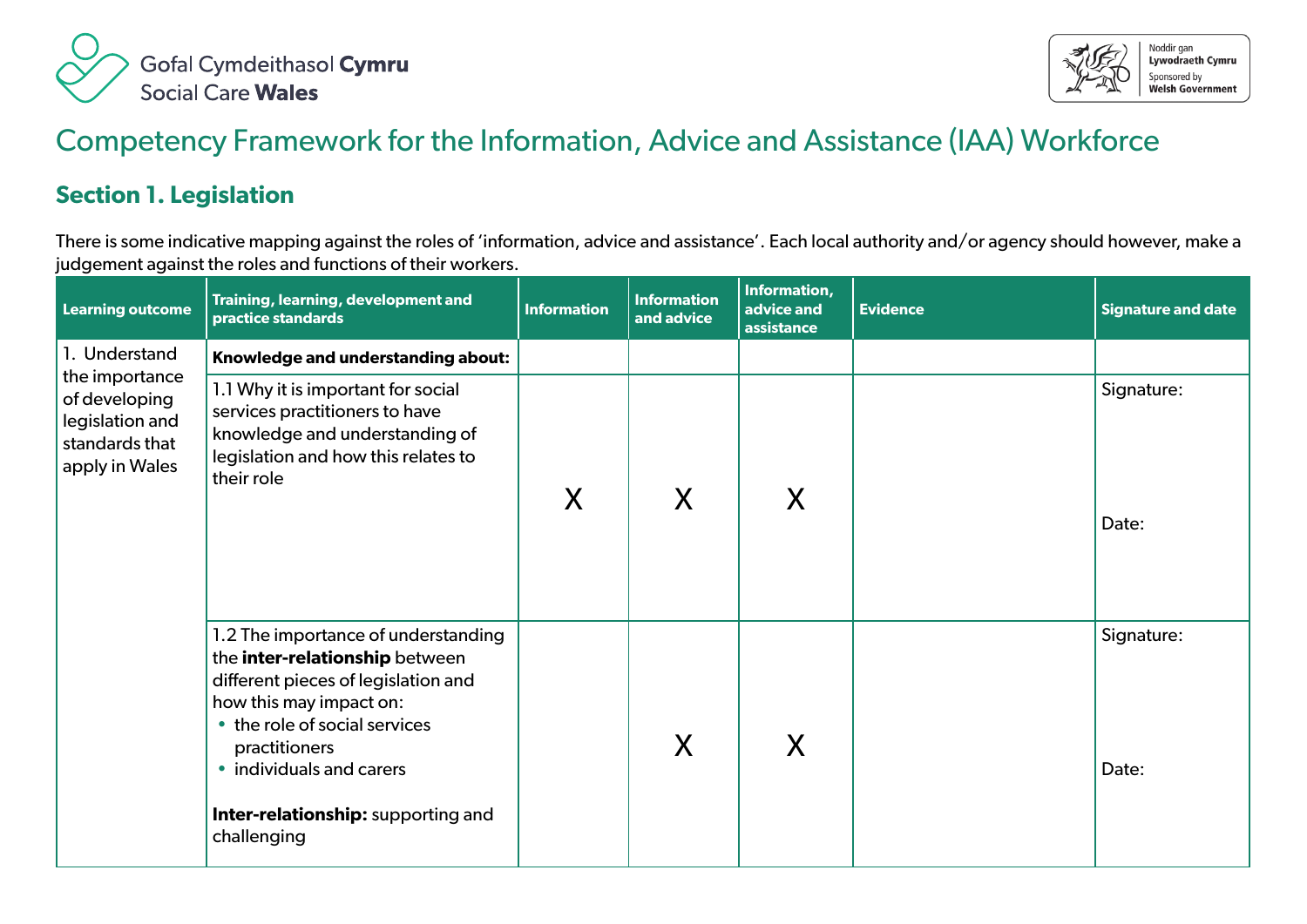Gofal Cymdeithasol **Cymru**
Social Care **Wales**

Noddir gan **Lywodraeth Cymru**
Sponsored by **Welsh Government**

# Competency Framework for the Information, Advice and Assistance (IAA) Workforce

## Section 1. Legislation

There is some indicative mapping against the roles of 'information, advice and assistance'. Each local authority and/or agency should however, make a judgement against the roles and functions of their workers.

| Learning outcome | Training, learning, development and practice standards | Information | Information and advice | Information, advice and assistance | Evidence | Signature and date |
|---|---|---|---|---|---|---|
| 1. Understand the importance of developing legislation and standards that apply in Wales | **Knowledge and understanding about:** | | | | | |
| | 1.1 Why it is important for social services practitioners to have knowledge and understanding of legislation and how this relates to their role | X | X | X | | Signature:<br><br>Date: |
| | 1.2 The importance of understanding the **inter-relationship** between different pieces of legislation and how this may impact on:<br>• the role of social services practitioners<br>• individuals and carers<br><br>**Inter-relationship:** supporting and challenging | | X | X | | Signature:<br><br>Date: |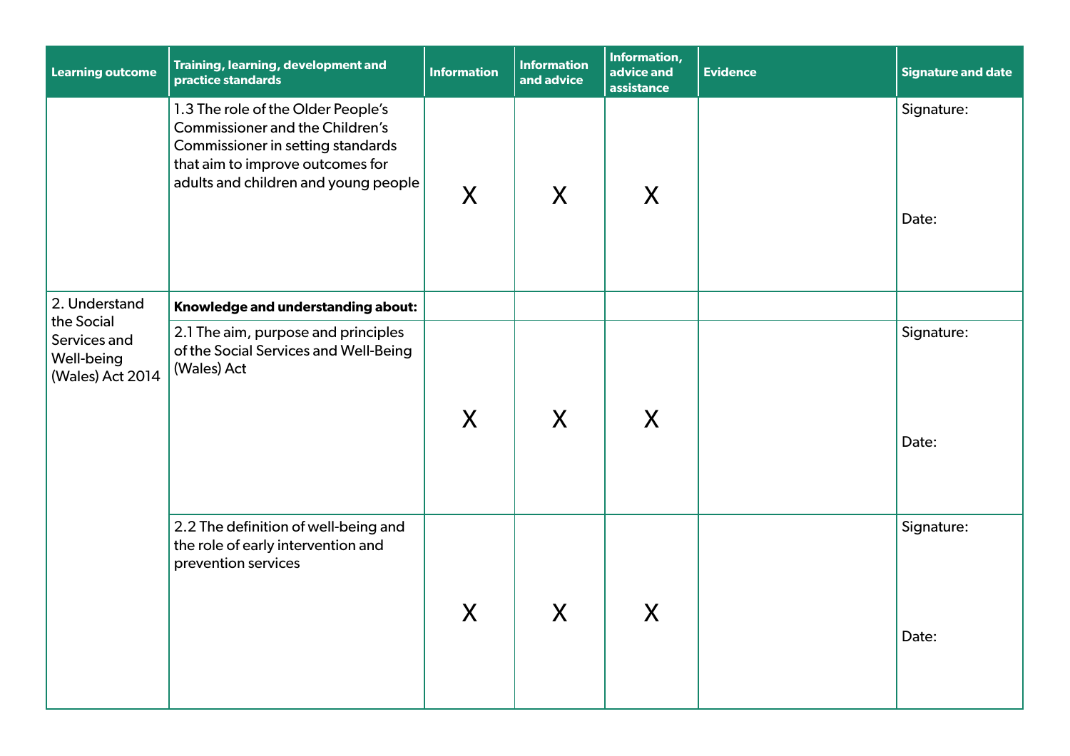| Learning outcome | Training, learning, development and practice standards | Information | Information and advice | Information, advice and assistance | Evidence | Signature and date |
|---|---|---|---|---|---|---|
| | 1.3 The role of the Older People's Commissioner and the Children's Commissioner in setting standards that aim to improve outcomes for adults and children and young people | X | X | X | | Signature:<br><br>Date: |
| 2. Understand the Social Services and Well-being (Wales) Act 2014 | **Knowledge and understanding about:** | | | | | |
| | 2.1 The aim, purpose and principles of the Social Services and Well-Being (Wales) Act | X | X | X | | Signature:<br><br>Date: |
| | 2.2 The definition of well-being and the role of early intervention and prevention services | X | X | X | | Signature:<br><br>Date: |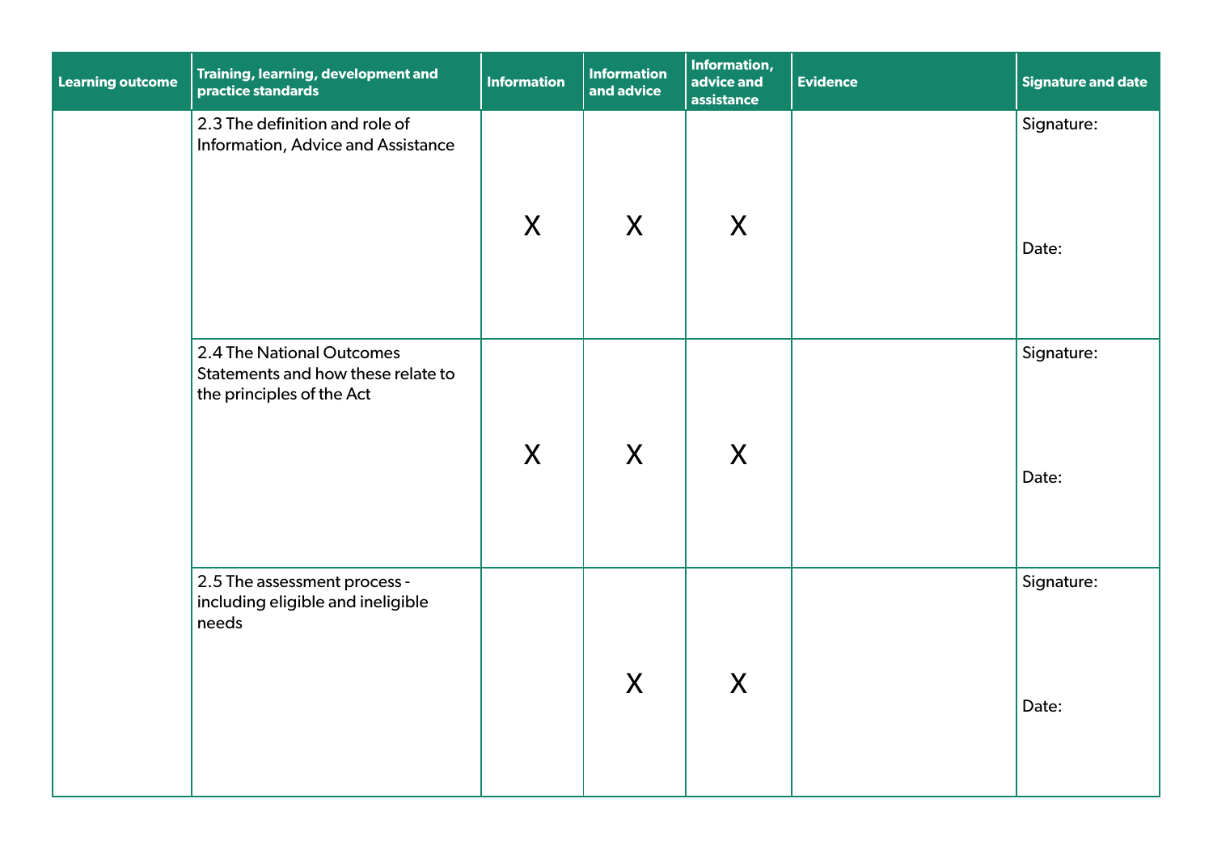| Learning outcome | Training, learning, development and practice standards | Information | Information and advice | Information, advice and assistance | Evidence | Signature and date |
|---|---|---|---|---|---|---|
| | 2.3 The definition and role of Information, Advice and Assistance | X | X | X | | Signature:<br><br>Date: |
| | 2.4 The National Outcomes Statements and how these relate to the principles of the Act | X | X | X | | Signature:<br><br>Date: |
| | 2.5 The assessment process - including eligible and ineligible needs | | X | X | | Signature:<br><br>Date: |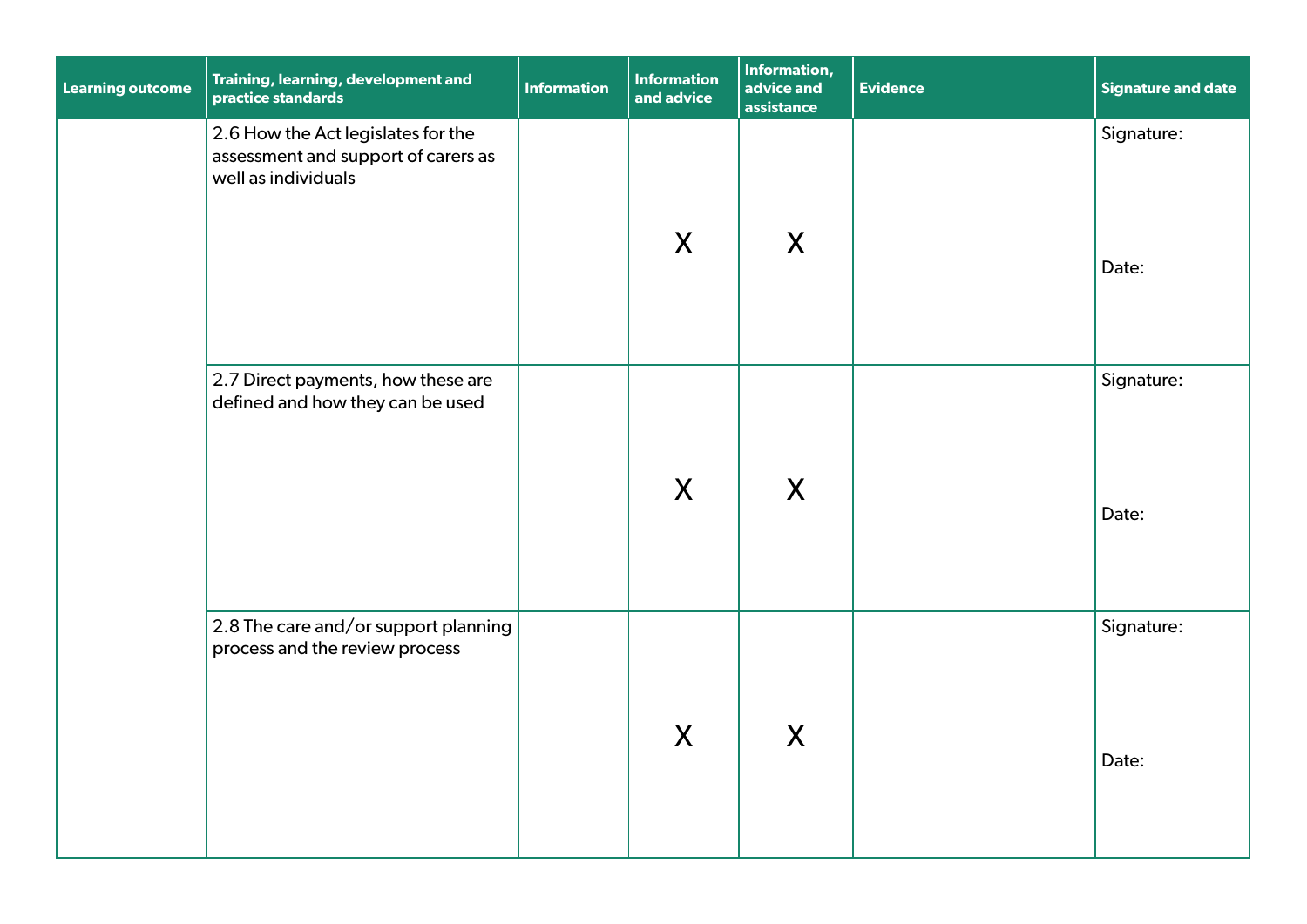| Learning outcome | Training, learning, development and practice standards | Information | Information and advice | Information, advice and assistance | Evidence | Signature and date |
|---|---|---|---|---|---|---|
| | 2.6 How the Act legislates for the assessment and support of carers as well as individuals | | X | X | | Signature: <br><br> Date: |
| | 2.7 Direct payments, how these are defined and how they can be used | | X | X | | Signature: <br><br> Date: |
| | 2.8 The care and/or support planning process and the review process | | X | X | | Signature: <br><br> Date: |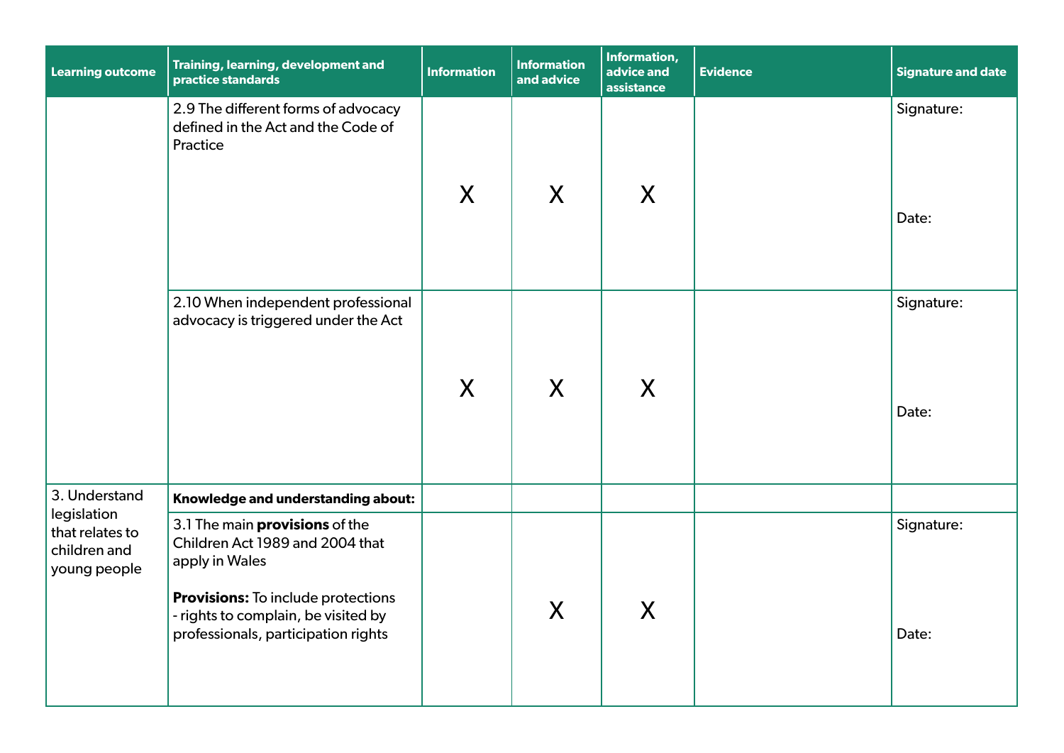| Learning outcome | Training, learning, development and practice standards | Information | Information and advice | Information, advice and assistance | Evidence | Signature and date |
|---|---|---|---|---|---|---|
| | 2.9 The different forms of advocacy defined in the Act and the Code of Practice | X | X | X | | Signature:<br><br>Date: |
| | 2.10 When independent professional advocacy is triggered under the Act | X | X | X | | Signature:<br><br>Date: |
| 3. Understand legislation that relates to children and young people | **Knowledge and understanding about:** | | | | | |
| | 3.1 The main **provisions** of the Children Act 1989 and 2004 that apply in Wales<br><br>**Provisions:** To include protections - rights to complain, be visited by professionals, participation rights | | X | X | | Signature:<br><br>Date: |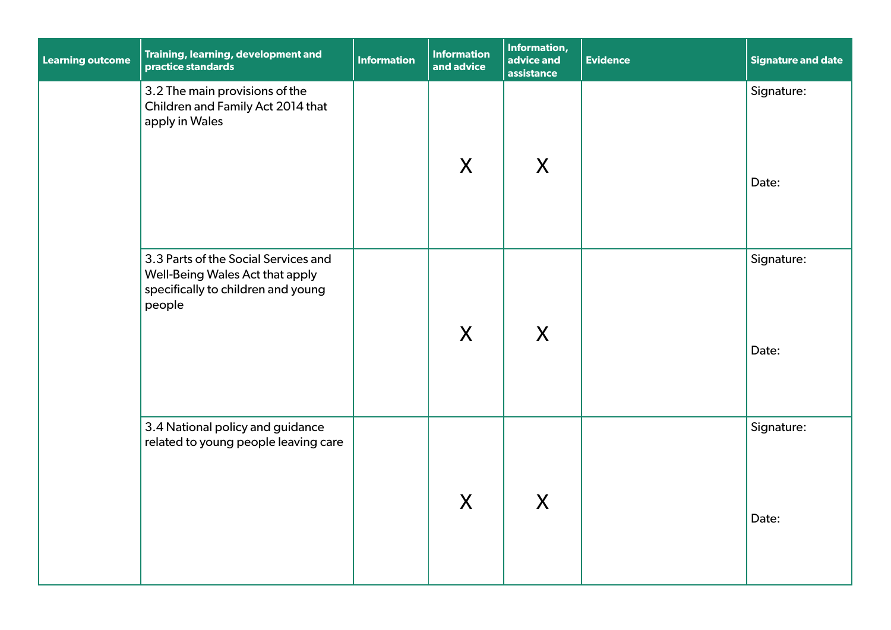| Learning outcome | Training, learning, development and practice standards | Information | Information and advice | Information, advice and assistance | Evidence | Signature and date |
|---|---|---|---|---|---|---|
| | 3.2 The main provisions of the Children and Family Act 2014 that apply in Wales | | X | X | | Signature:<br><br>Date: |
| | 3.3 Parts of the Social Services and Well-Being Wales Act that apply specifically to children and young people | | X | X | | Signature:<br><br>Date: |
| | 3.4 National policy and guidance related to young people leaving care | | X | X | | Signature:<br><br>Date: |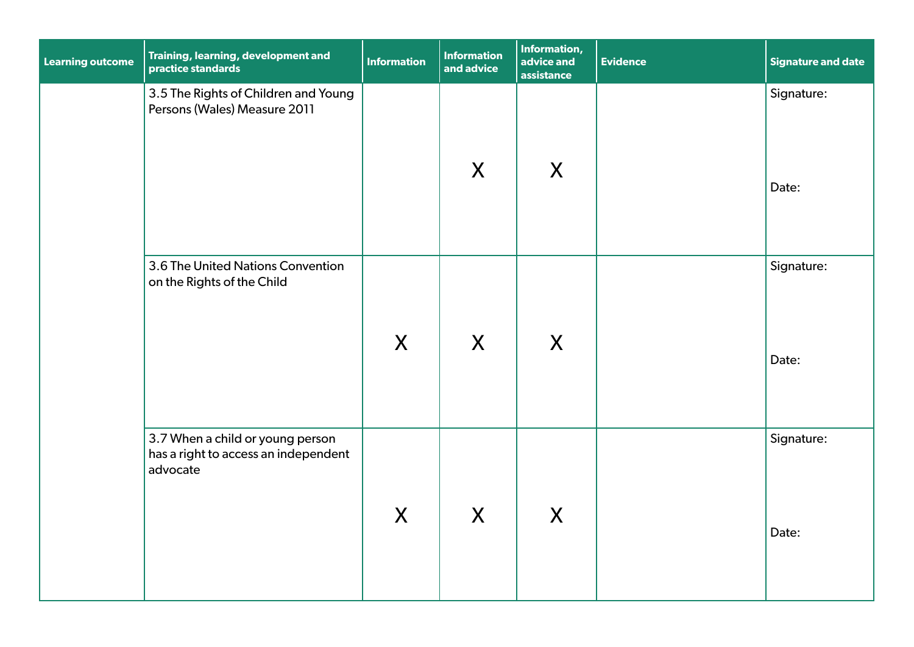| Learning outcome | Training, learning, development and practice standards | Information | Information and advice | Information, advice and assistance | Evidence | Signature and date |
|---|---|---|---|---|---|---|
| | 3.5 The Rights of Children and Young Persons (Wales) Measure 2011 | | X | X | | Signature: Date: |
| | 3.6 The United Nations Convention on the Rights of the Child | X | X | X | | Signature: Date: |
| | 3.7 When a child or young person has a right to access an independent advocate | X | X | X | | Signature: Date: |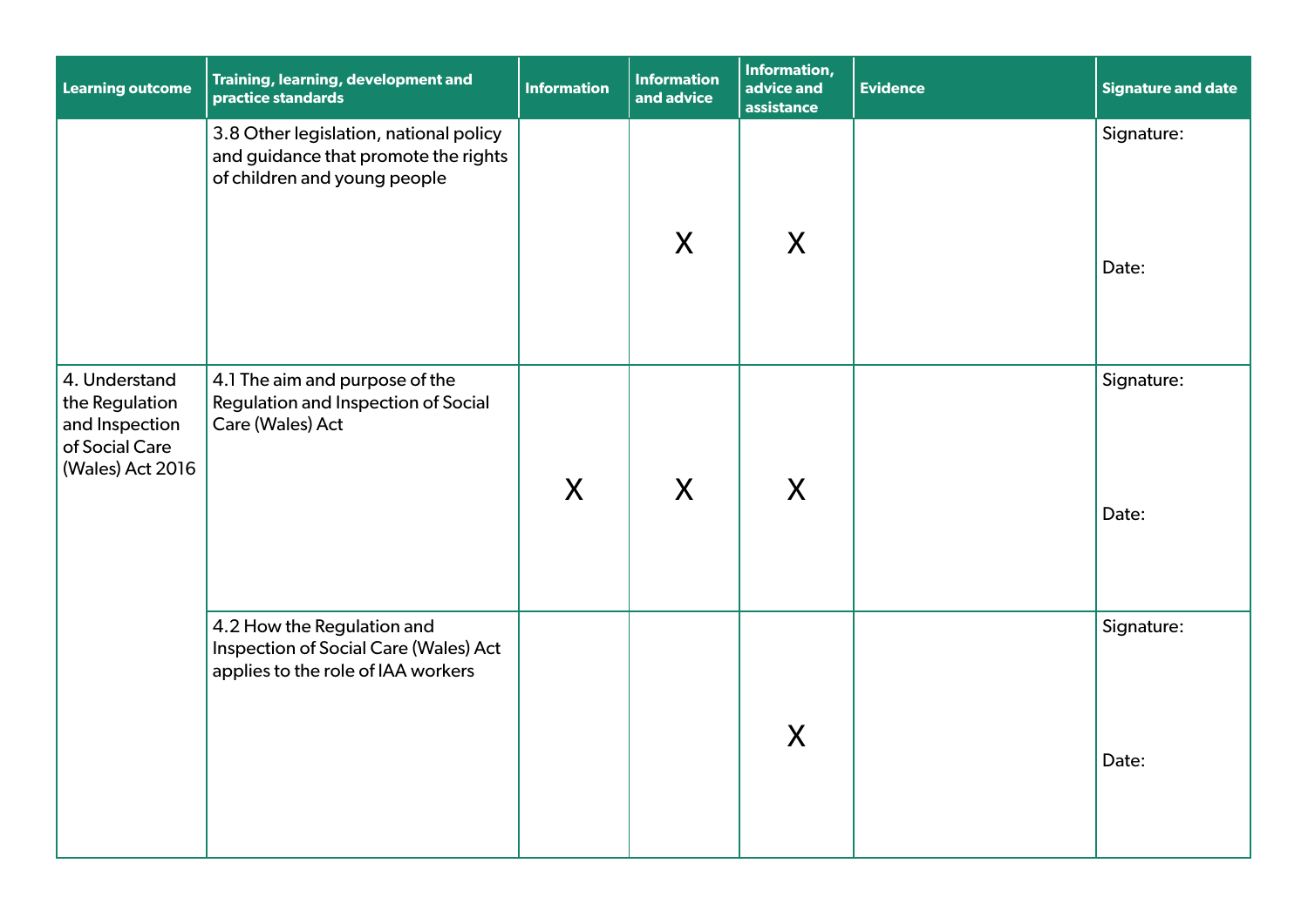| Learning outcome | Training, learning, development and practice standards | Information | Information and advice | Information, advice and assistance | Evidence | Signature and date |
|---|---|---|---|---|---|---|
| | 3.8 Other legislation, national policy and guidance that promote the rights of children and young people | | X | X | | Signature: Date: |
| 4. Understand the Regulation and Inspection of Social Care (Wales) Act 2016 | 4.1 The aim and purpose of the Regulation and Inspection of Social Care (Wales) Act | X | X | X | | Signature: Date: |
| | 4.2 How the Regulation and Inspection of Social Care (Wales) Act applies to the role of IAA workers | | | X | | Signature: Date: |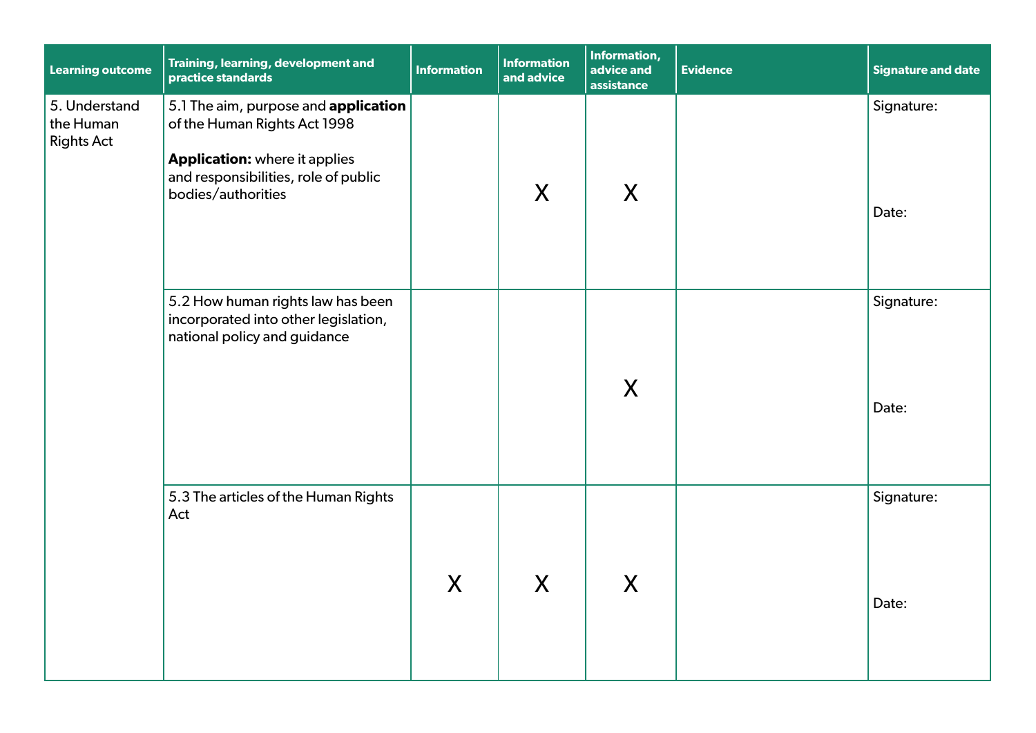| Learning outcome | Training, learning, development and practice standards | Information | Information and advice | Information, advice and assistance | Evidence | Signature and date |
|---|---|---|---|---|---|---|
| 5. Understand the Human Rights Act | 5.1 The aim, purpose and **application** of the Human Rights Act 1998<br><br>**Application:** where it applies and responsibilities, role of public bodies/authorities | | X | X | | Signature:<br><br>Date: |
| | 5.2 How human rights law has been incorporated into other legislation, national policy and guidance | | | X | | Signature:<br><br>Date: |
| | 5.3 The articles of the Human Rights Act | X | X | X | | Signature:<br><br>Date: |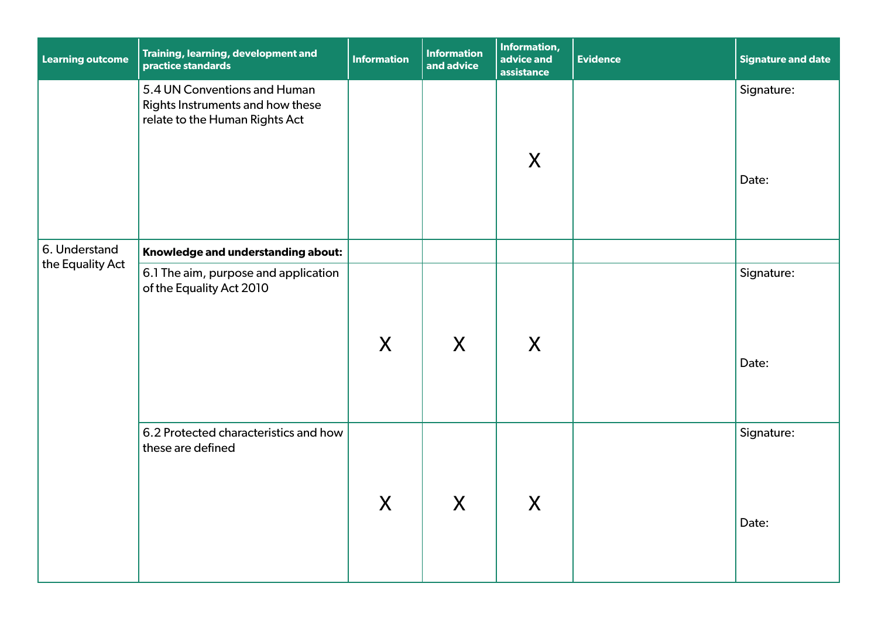| Learning outcome | Training, learning, development and practice standards | Information | Information and advice | Information, advice and assistance | Evidence | Signature and date |
|---|---|---|---|---|---|---|
| | 5.4 UN Conventions and Human Rights Instruments and how these relate to the Human Rights Act | | | X | | Signature:<br><br>Date: |
| 6. Understand the Equality Act | **Knowledge and understanding about:** | | | | | |
| | 6.1 The aim, purpose and application of the Equality Act 2010 | X | X | X | | Signature:<br><br>Date: |
| | 6.2 Protected characteristics and how these are defined | X | X | X | | Signature:<br><br>Date: |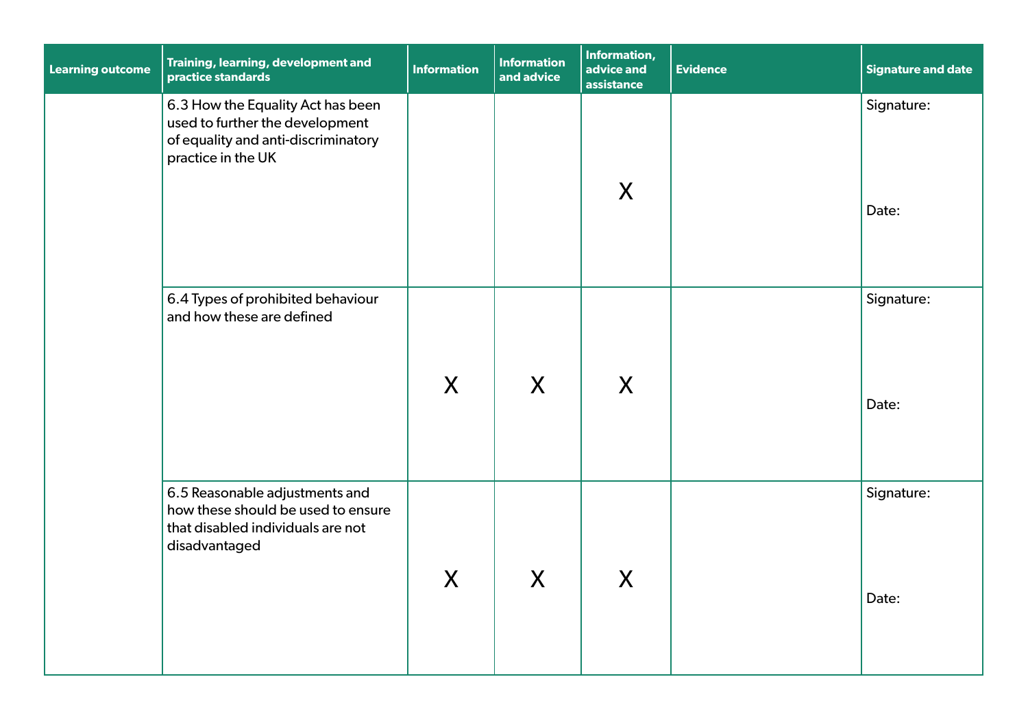| Learning outcome | Training, learning, development and practice standards | Information | Information and advice | Information, advice and assistance | Evidence | Signature and date |
|---|---|---|---|---|---|---|
| | 6.3 How the Equality Act has been used to further the development of equality and anti-discriminatory practice in the UK | | | X | | Signature: Date: |
| | 6.4 Types of prohibited behaviour and how these are defined | X | X | X | | Signature: Date: |
| | 6.5 Reasonable adjustments and how these should be used to ensure that disabled individuals are not disadvantaged | X | X | X | | Signature: Date: |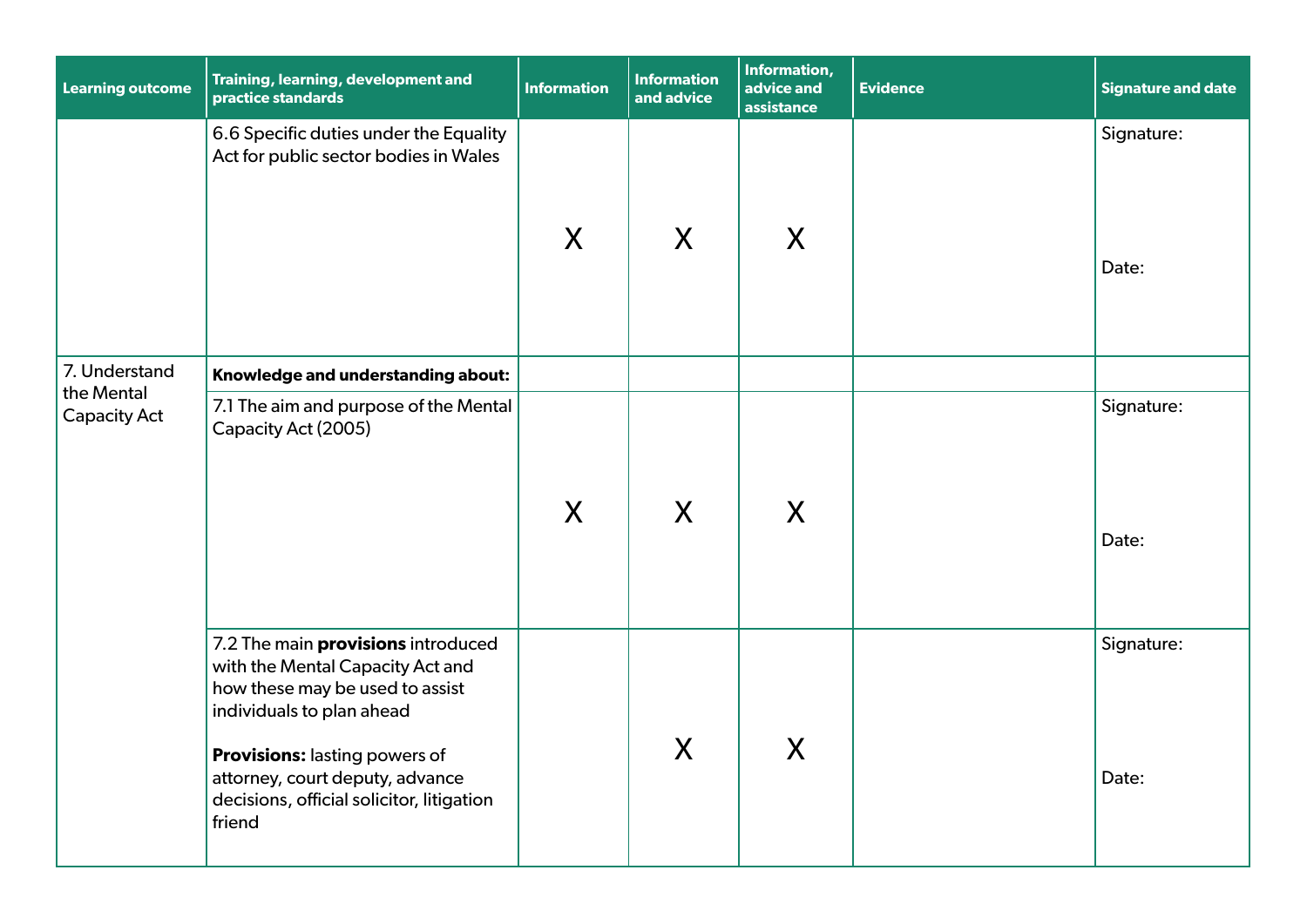| Learning outcome | Training, learning, development and practice standards | Information | Information and advice | Information, advice and assistance | Evidence | Signature and date |
| --- | --- | --- | --- | --- | --- | --- |
| | 6.6 Specific duties under the Equality Act for public sector bodies in Wales | X | X | X | | Signature:<br><br>Date: |
| 7. Understand the Mental Capacity Act | **Knowledge and understanding about:** | | | | | |
| | 7.1 The aim and purpose of the Mental Capacity Act (2005) | X | X | X | | Signature:<br><br>Date: |
| | 7.2 The main **provisions** introduced with the Mental Capacity Act and how these may be used to assist individuals to plan ahead<br><br>**Provisions:** lasting powers of attorney, court deputy, advance decisions, official solicitor, litigation friend | | X | X | | Signature:<br><br>Date: |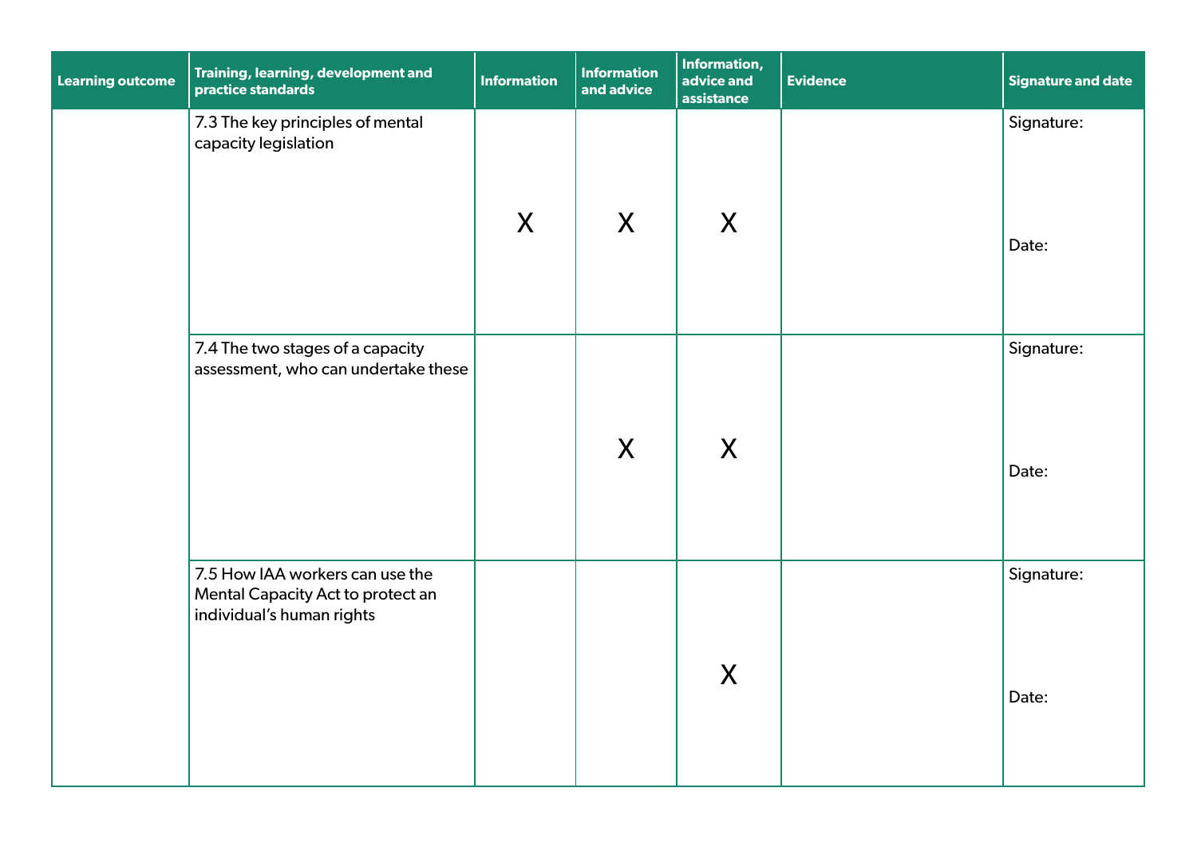| Learning outcome | Training, learning, development and practice standards | Information | Information and advice | Information, advice and assistance | Evidence | Signature and date |
|---|---|---|---|---|---|---|
| | 7.3 The key principles of mental capacity legislation | X | X | X | | Signature: Date: |
| | 7.4 The two stages of a capacity assessment, who can undertake these | | X | X | | Signature: Date: |
| | 7.5 How IAA workers can use the Mental Capacity Act to protect an individual's human rights | | | X | | Signature: Date: |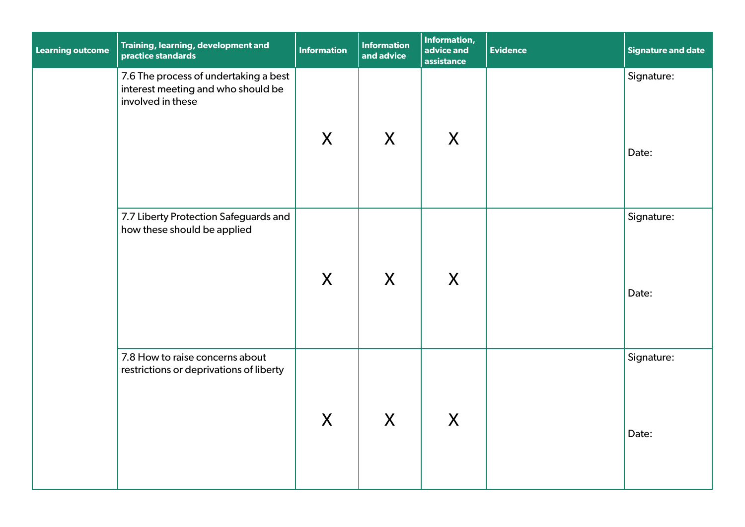| Learning outcome | Training, learning, development and practice standards | Information | Information and advice | Information, advice and assistance | Evidence | Signature and date |
| --- | --- | --- | --- | --- | --- | --- |
| | 7.6 The process of undertaking a best interest meeting and who should be involved in these | X | X | X | | Signature: Date: |
| | 7.7 Liberty Protection Safeguards and how these should be applied | X | X | X | | Signature: Date: |
| | 7.8 How to raise concerns about restrictions or deprivations of liberty | X | X | X | | Signature: Date: |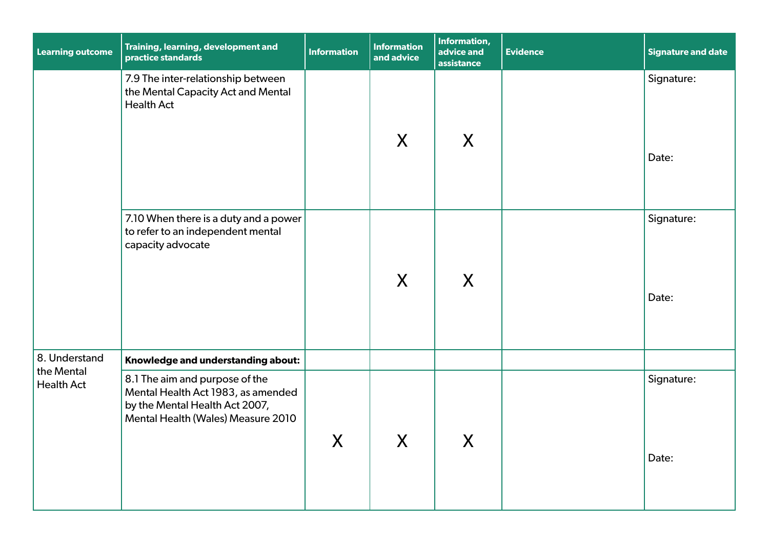| Learning outcome | Training, learning, development and practice standards | Information | Information and advice | Information, advice and assistance | Evidence | Signature and date |
|---|---|---|---|---|---|---|
| | 7.9 The inter-relationship between the Mental Capacity Act and Mental Health Act | | X | X | | Signature: Date: |
| | 7.10 When there is a duty and a power to refer to an independent mental capacity advocate | | X | X | | Signature: Date: |
| 8. Understand the Mental Health Act | **Knowledge and understanding about:** | | | | | |
| | 8.1 The aim and purpose of the Mental Health Act 1983, as amended by the Mental Health Act 2007, Mental Health (Wales) Measure 2010 | X | X | X | | Signature: Date: |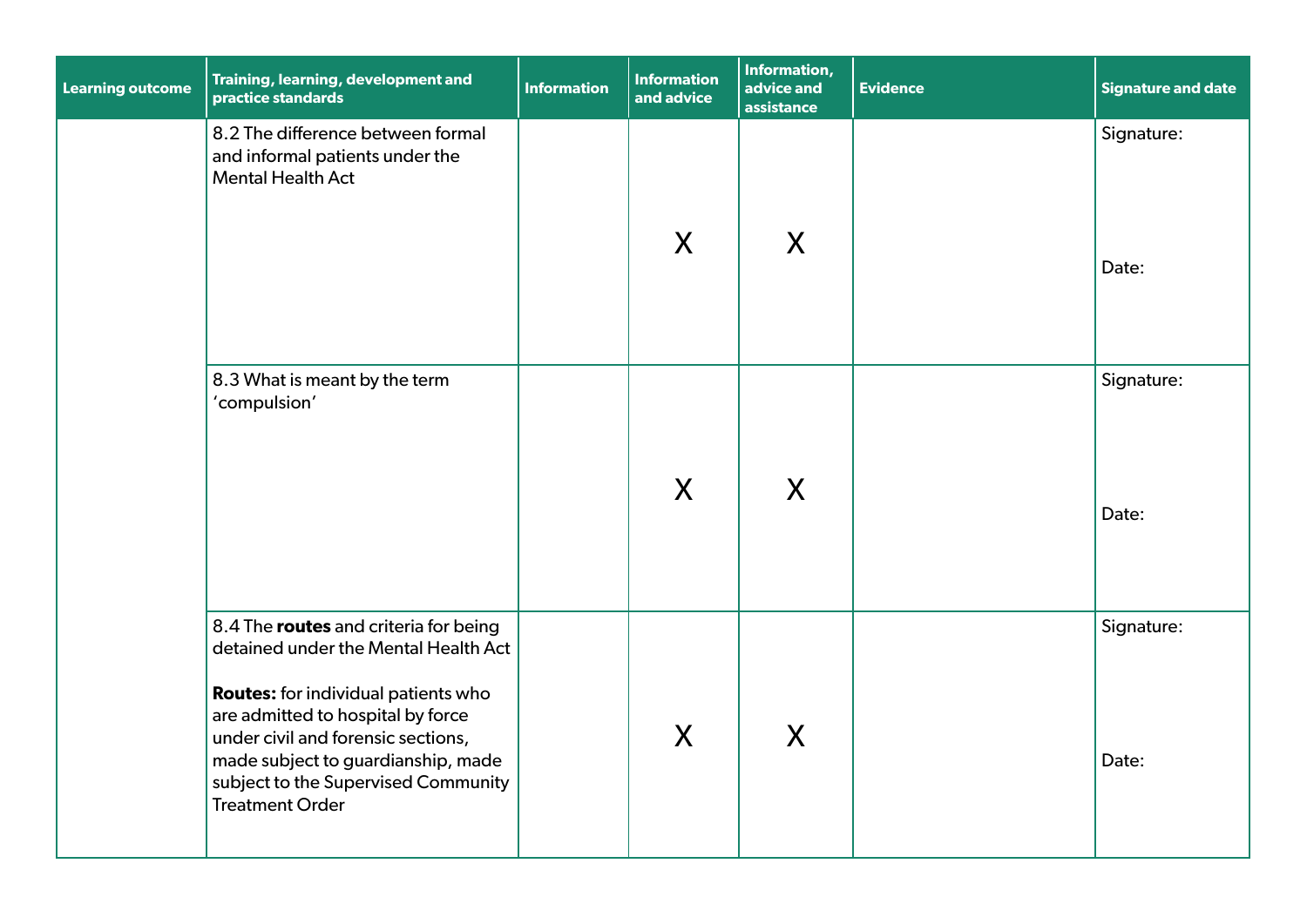| Learning outcome | Training, learning, development and practice standards | Information | Information and advice | Information, advice and assistance | Evidence | Signature and date |
|---|---|---|---|---|---|---|
| | 8.2 The difference between formal and informal patients under the Mental Health Act | | X | X | | Signature: <br><br> Date: |
| | 8.3 What is meant by the term 'compulsion' | | X | X | | Signature: <br><br> Date: |
| | 8.4 The **routes** and criteria for being detained under the Mental Health Act <br><br> **Routes:** for individual patients who are admitted to hospital by force under civil and forensic sections, made subject to guardianship, made subject to the Supervised Community Treatment Order | | X | X | | Signature: <br><br> Date: |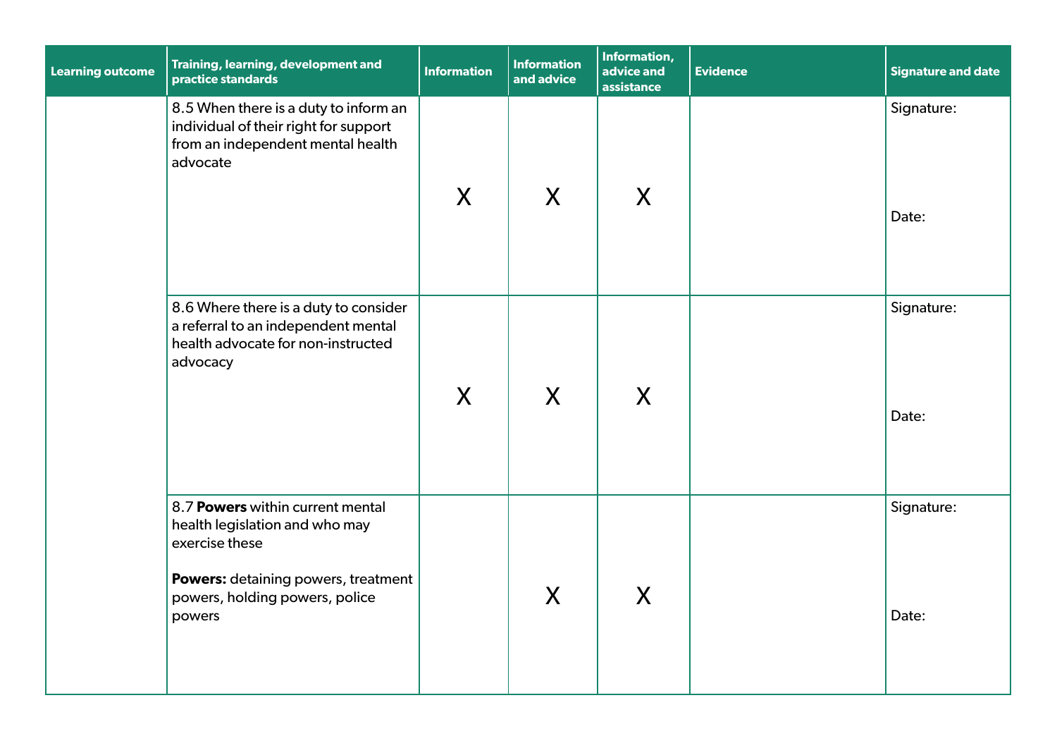| Learning outcome | Training, learning, development and practice standards | Information | Information and advice | Information, advice and assistance | Evidence | Signature and date |
|---|---|---|---|---|---|---|
| | 8.5 When there is a duty to inform an individual of their right for support from an independent mental health advocate | X | X | X | | Signature:<br><br>Date: |
| | 8.6 Where there is a duty to consider a referral to an independent mental health advocate for non-instructed advocacy | X | X | X | | Signature:<br><br>Date: |
| | 8.7 **Powers** within current mental health legislation and who may exercise these<br><br>**Powers:** detaining powers, treatment powers, holding powers, police powers | | X | X | | Signature:<br><br>Date: |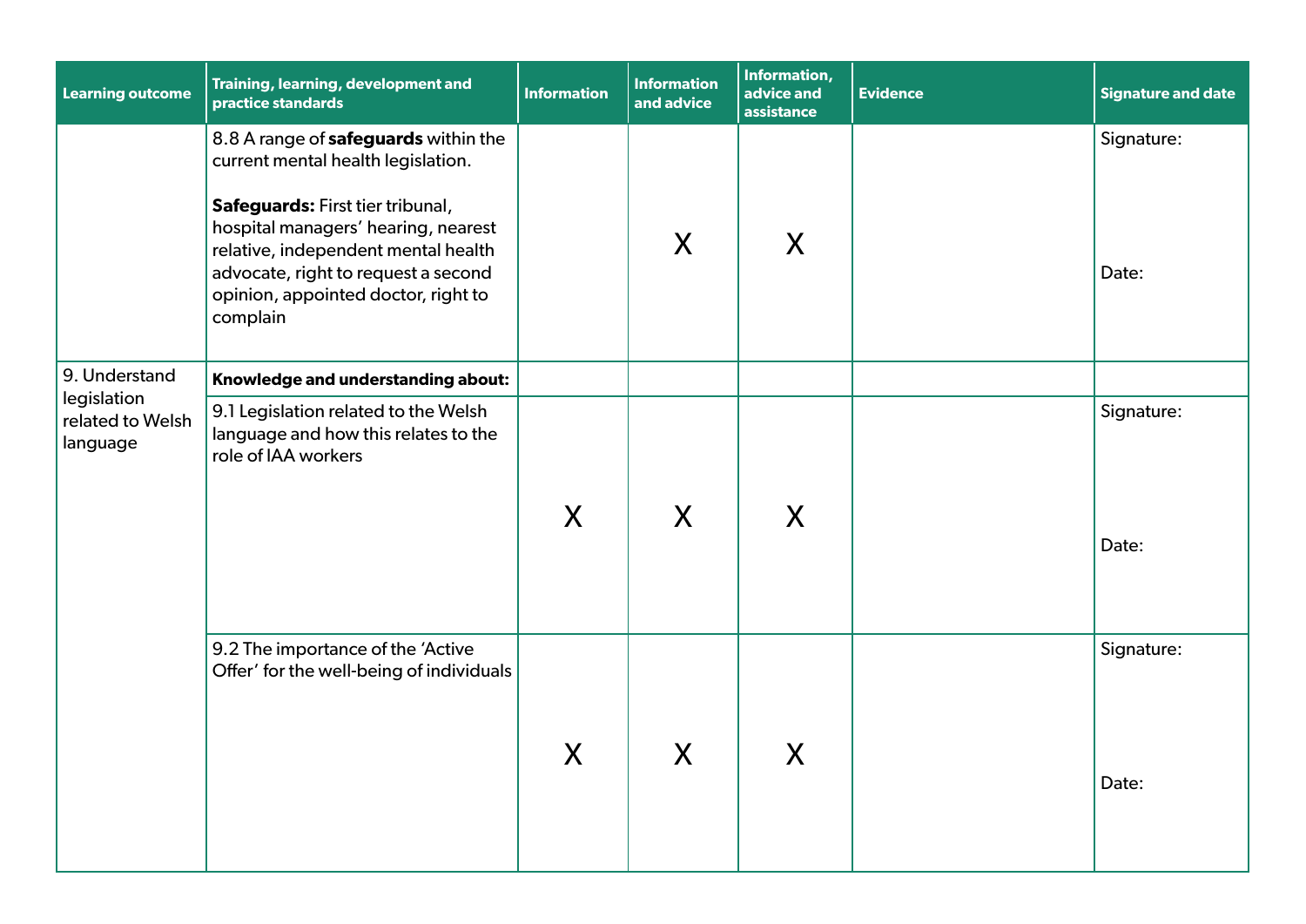| Learning outcome | Training, learning, development and practice standards | Information | Information and advice | Information, advice and assistance | Evidence | Signature and date |
|---|---|---|---|---|---|---|
| | 8.8 A range of **safeguards** within the current mental health legislation.<br><br>**Safeguards:** First tier tribunal, hospital managers' hearing, nearest relative, independent mental health advocate, right to request a second opinion, appointed doctor, right to complain | | X | X | | Signature:<br><br>Date: |
| 9. Understand legislation related to Welsh language | **Knowledge and understanding about:** | | | | | |
| | 9.1 Legislation related to the Welsh language and how this relates to the role of IAA workers | X | X | X | | Signature:<br><br>Date: |
| | 9.2 The importance of the 'Active Offer' for the well-being of individuals | X | X | X | | Signature:<br><br>Date: |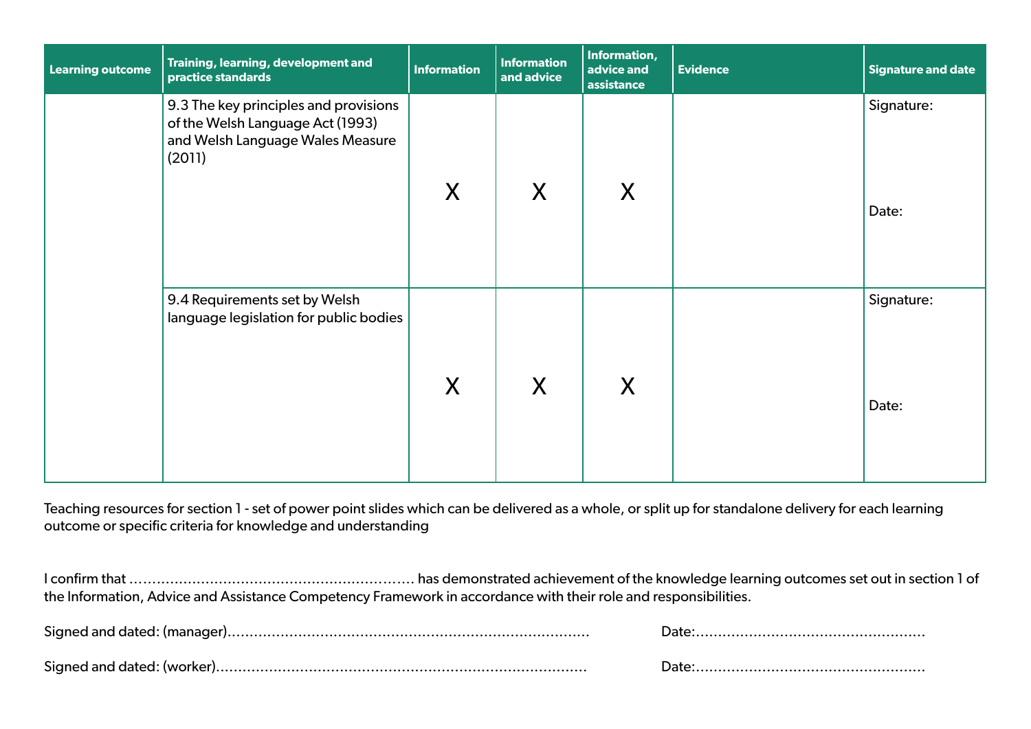| Learning outcome | Training, learning, development and practice standards | Information | Information and advice | Information, advice and assistance | Evidence | Signature and date |
|---|---|---|---|---|---|---|
| | 9.3 The key principles and provisions of the Welsh Language Act (1993) and Welsh Language Wales Measure (2011) | X | X | X | | Signature:<br><br>Date: |
| | 9.4 Requirements set by Welsh language legislation for public bodies | X | X | X | | Signature:<br><br>Date: |

Teaching resources for section 1 - set of power point slides which can be delivered as a whole, or split up for standalone delivery for each learning outcome or specific criteria for knowledge and understanding

I confirm that ……………………………………………………… has demonstrated achievement of the knowledge learning outcomes set out in section 1 of the Information, Advice and Assistance Competency Framework in accordance with their role and responsibilities.

Signed and dated: (manager)……………………………………………………………………… Date:……………………………………………

Signed and dated: (worker)………………………………………………………………………… Date:……………………………………………